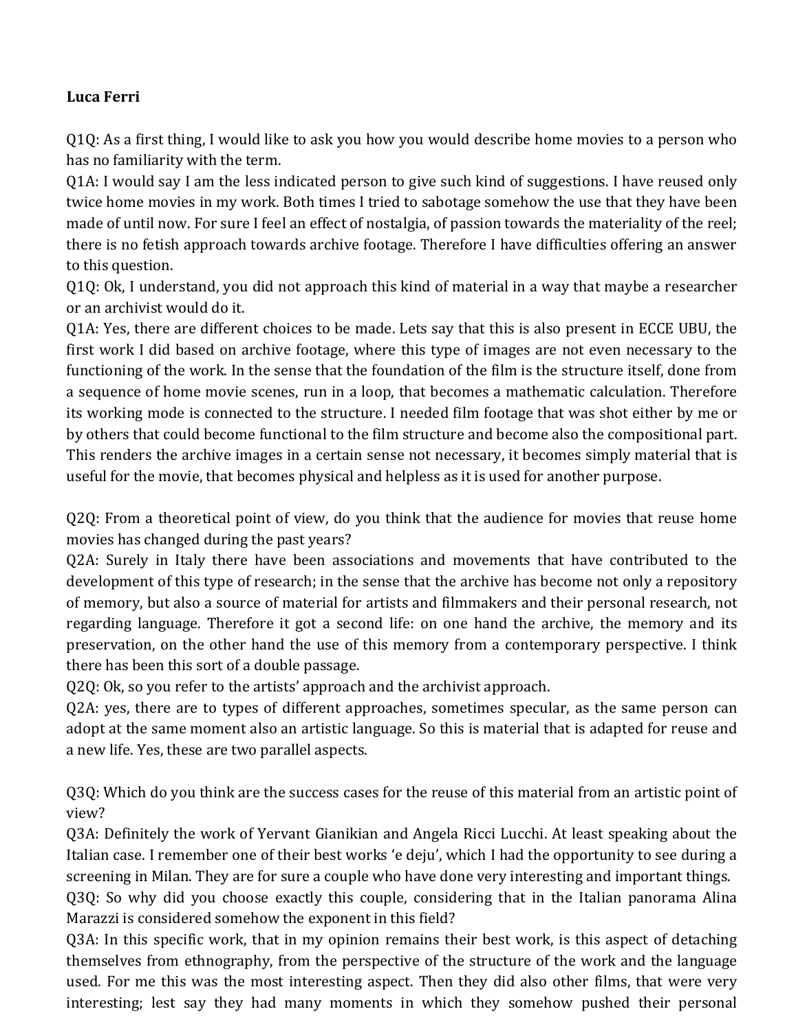**Luca Ferri**

Q1Q: As a first thing, I would like to ask you how you would describe home movies to a person who has no familiarity with the term.

Q1A: I would say I am the less indicated person to give such kind of suggestions. I have reused only twice home movies in my work. Both times I tried to sabotage somehow the use that they have been made of until now. For sure I feel an effect of nostalgia, of passion towards the materiality of the reel; there is no fetish approach towards archive footage. Therefore I have difficulties offering an answer to this question.

Q1Q: Ok, I understand, you did not approach this kind of material in a way that maybe a researcher or an archivist would do it.

Q1A: Yes, there are different choices to be made. Lets say that this is also present in ECCE UBU, the first work I did based on archive footage, where this type of images are not even necessary to the functioning of the work. In the sense that the foundation of the film is the structure itself, done from a sequence of home movie scenes, run in a loop, that becomes a mathematic calculation. Therefore its working mode is connected to the structure. I needed film footage that was shot either by me or by others that could become functional to the film structure and become also the compositional part. This renders the archive images in a certain sense not necessary, it becomes simply material that is useful for the movie, that becomes physical and helpless as it is used for another purpose.

Q2Q: From a theoretical point of view, do you think that the audience for movies that reuse home movies has changed during the past years?

Q2A: Surely in Italy there have been associations and movements that have contributed to the development of this type of research; in the sense that the archive has become not only a repository of memory, but also a source of material for artists and filmmakers and their personal research, not regarding language. Therefore it got a second life: on one hand the archive, the memory and its preservation, on the other hand the use of this memory from a contemporary perspective. I think there has been this sort of a double passage.

Q2Q: Ok, so you refer to the artists' approach and the archivist approach.

Q2A: yes, there are to types of different approaches, sometimes specular, as the same person can adopt at the same moment also an artistic language. So this is material that is adapted for reuse and a new life. Yes, these are two parallel aspects.

Q3Q: Which do you think are the success cases for the reuse of this material from an artistic point of view?

Q3A: Definitely the work of Yervant Gianikian and Angela Ricci Lucchi. At least speaking about the Italian case. I remember one of their best works 'e deju', which I had the opportunity to see during a screening in Milan. They are for sure a couple who have done very interesting and important things.

Q3Q: So why did you choose exactly this couple, considering that in the Italian panorama Alina Marazzi is considered somehow the exponent in this field?

Q3A: In this specific work, that in my opinion remains their best work, is this aspect of detaching themselves from ethnography, from the perspective of the structure of the work and the language used. For me this was the most interesting aspect. Then they did also other films, that were very interesting; lest say they had many moments in which they somehow pushed their personal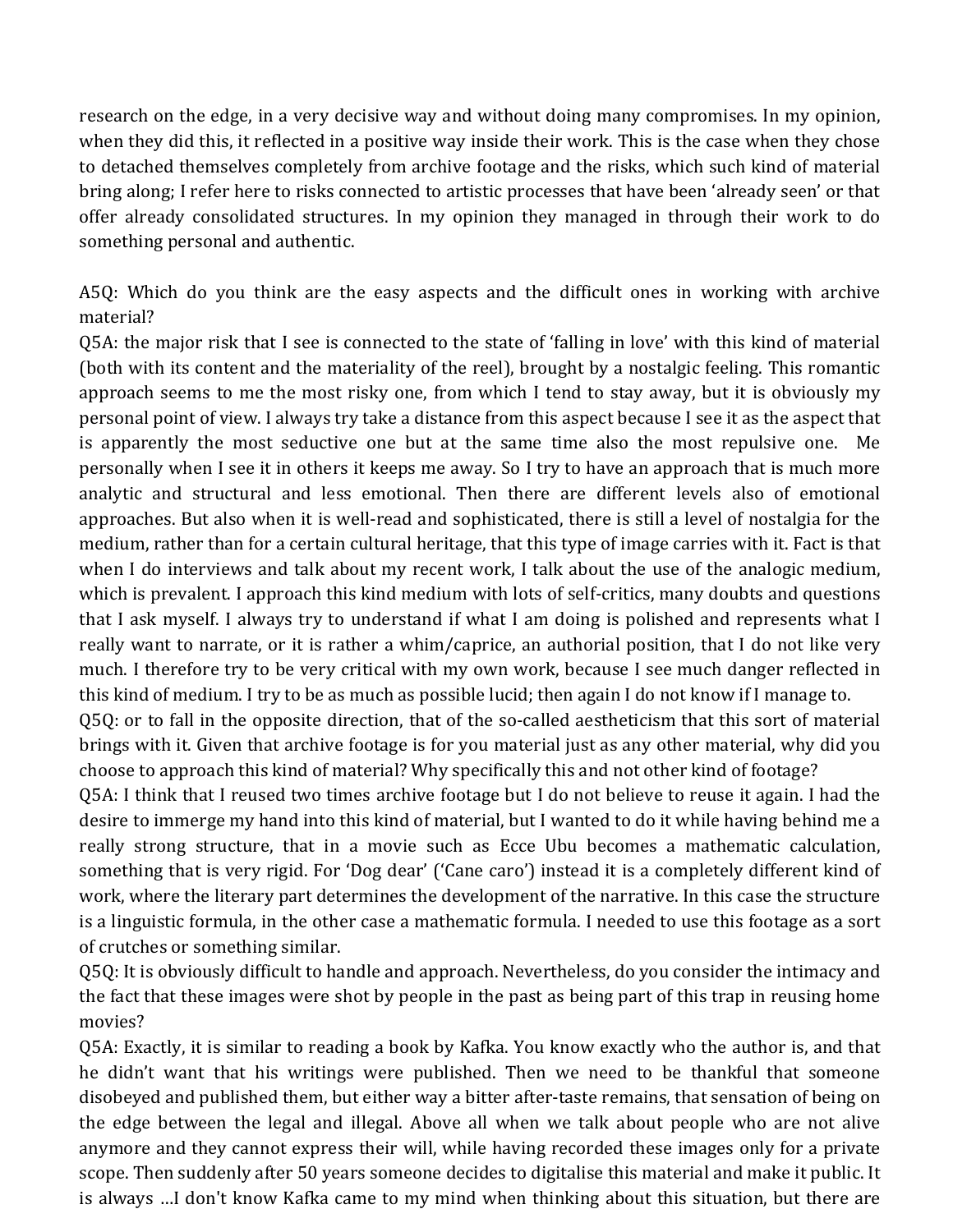research on the edge, in a very decisive way and without doing many compromises. In my opinion, when they did this, it reflected in a positive way inside their work. This is the case when they chose to detached themselves completely from archive footage and the risks, which such kind of material bring along; I refer here to risks connected to artistic processes that have been 'already seen' or that offer already consolidated structures. In my opinion they managed in through their work to do something personal and authentic.

A5Q: Which do you think are the easy aspects and the difficult ones in working with archive material?

Q5A: the major risk that I see is connected to the state of 'falling in love' with this kind of material (both with its content and the materiality of the reel), brought by a nostalgic feeling. This romantic approach seems to me the most risky one, from which I tend to stay away, but it is obviously my personal point of view. I always try take a distance from this aspect because I see it as the aspect that is apparently the most seductive one but at the same time also the most repulsive one. Me personally when I see it in others it keeps me away. So I try to have an approach that is much more analytic and structural and less emotional. Then there are different levels also of emotional approaches. But also when it is well-read and sophisticated, there is still a level of nostalgia for the medium, rather than for a certain cultural heritage, that this type of image carries with it. Fact is that when I do interviews and talk about my recent work, I talk about the use of the analogic medium, which is prevalent. I approach this kind medium with lots of self-critics, many doubts and questions that I ask myself. I always try to understand if what I am doing is polished and represents what I really want to narrate, or it is rather a whim/caprice, an authorial position, that I do not like very much. I therefore try to be very critical with my own work, because I see much danger reflected in this kind of medium. I try to be as much as possible lucid; then again I do not know if I manage to.

Q5Q: or to fall in the opposite direction, that of the so-called aestheticism that this sort of material brings with it. Given that archive footage is for you material just as any other material, why did you choose to approach this kind of material? Why specifically this and not other kind of footage?

Q5A: I think that I reused two times archive footage but I do not believe to reuse it again. I had the desire to immerge my hand into this kind of material, but I wanted to do it while having behind me a really strong structure, that in a movie such as Ecce Ubu becomes a mathematic calculation, something that is very rigid. For 'Dog dear' ('Cane caro') instead it is a completely different kind of work, where the literary part determines the development of the narrative. In this case the structure is a linguistic formula, in the other case a mathematic formula. I needed to use this footage as a sort of crutches or something similar.

Q5Q: It is obviously difficult to handle and approach. Nevertheless, do you consider the intimacy and the fact that these images were shot by people in the past as being part of this trap in reusing home movies?

Q5A: Exactly, it is similar to reading a book by Kafka. You know exactly who the author is, and that he didn't want that his writings were published. Then we need to be thankful that someone disobeyed and published them, but either way a bitter after-taste remains, that sensation of being on the edge between the legal and illegal. Above all when we talk about people who are not alive anymore and they cannot express their will, while having recorded these images only for a private scope. Then suddenly after 50 years someone decides to digitalise this material and make it public. It is always …I don't know Kafka came to my mind when thinking about this situation, but there are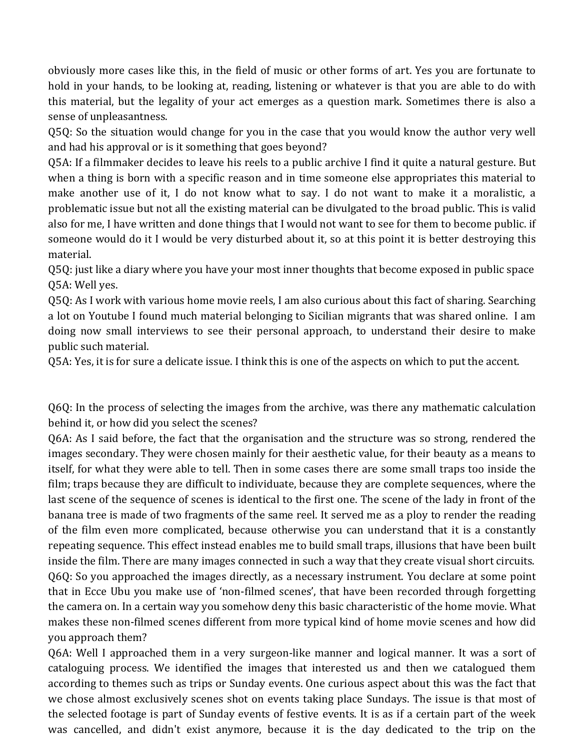obviously more cases like this, in the field of music or other forms of art. Yes you are fortunate to hold in your hands, to be looking at, reading, listening or whatever is that you are able to do with this material, but the legality of your act emerges as a question mark. Sometimes there is also a sense of unpleasantness.

Q5Q: So the situation would change for you in the case that you would know the author very well and had his approval or is it something that goes beyond?

Q5A: If a filmmaker decides to leave his reels to a public archive I find it quite a natural gesture. But when a thing is born with a specific reason and in time someone else appropriates this material to make another use of it, I do not know what to say. I do not want to make it a moralistic, a problematic issue but not all the existing material can be divulgated to the broad public. This is valid also for me, I have written and done things that I would not want to see for them to become public. if someone would do it I would be very disturbed about it, so at this point it is better destroying this material.

Q5Q: just like a diary where you have your most inner thoughts that become exposed in public space

Q5A: Well yes.

Q5Q: As I work with various home movie reels, I am also curious about this fact of sharing. Searching a lot on Youtube I found much material belonging to Sicilian migrants that was shared online. I am doing now small interviews to see their personal approach, to understand their desire to make public such material.

Q5A: Yes, it is for sure a delicate issue. I think this is one of the aspects on which to put the accent.

Q6Q: In the process of selecting the images from the archive, was there any mathematic calculation behind it, or how did you select the scenes?

Q6A: As I said before, the fact that the organisation and the structure was so strong, rendered the images secondary. They were chosen mainly for their aesthetic value, for their beauty as a means to itself, for what they were able to tell. Then in some cases there are some small traps too inside the film; traps because they are difficult to individuate, because they are complete sequences, where the last scene of the sequence of scenes is identical to the first one. The scene of the lady in front of the banana tree is made of two fragments of the same reel. It served me as a ploy to render the reading of the film even more complicated, because otherwise you can understand that it is a constantly repeating sequence. This effect instead enables me to build small traps, illusions that have been built inside the film. There are many images connected in such a way that they create visual short circuits.

Q6Q: So you approached the images directly, as a necessary instrument. You declare at some point that in Ecce Ubu you make use of 'non-filmed scenes', that have been recorded through forgetting the camera on. In a certain way you somehow deny this basic characteristic of the home movie. What makes these non-filmed scenes different from more typical kind of home movie scenes and how did you approach them?

Q6A: Well I approached them in a very surgeon-like manner and logical manner. It was a sort of cataloguing process. We identified the images that interested us and then we catalogued them according to themes such as trips or Sunday events. One curious aspect about this was the fact that we chose almost exclusively scenes shot on events taking place Sundays. The issue is that most of the selected footage is part of Sunday events of festive events. It is as if a certain part of the week was cancelled, and didn't exist anymore, because it is the day dedicated to the trip on the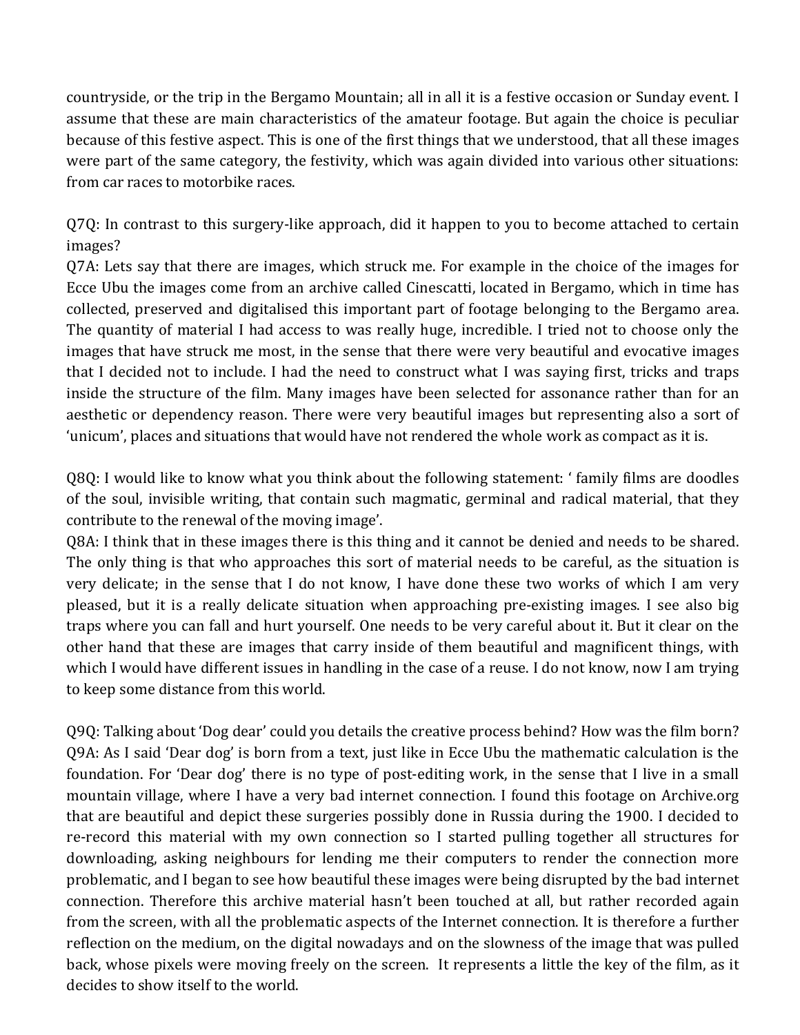countryside, or the trip in the Bergamo Mountain; all in all it is a festive occasion or Sunday event. I assume that these are main characteristics of the amateur footage. But again the choice is peculiar because of this festive aspect. This is one of the first things that we understood, that all these images were part of the same category, the festivity, which was again divided into various other situations: from car races to motorbike races.

Q7Q: In contrast to this surgery-like approach, did it happen to you to become attached to certain images?
Q7A: Lets say that there are images, which struck me. For example in the choice of the images for Ecce Ubu the images come from an archive called Cinescatti, located in Bergamo, which in time has collected, preserved and digitalised this important part of footage belonging to the Bergamo area. The quantity of material I had access to was really huge, incredible. I tried not to choose only the images that have struck me most, in the sense that there were very beautiful and evocative images that I decided not to include. I had the need to construct what I was saying first, tricks and traps inside the structure of the film. Many images have been selected for assonance rather than for an aesthetic or dependency reason. There were very beautiful images but representing also a sort of 'unicum', places and situations that would have not rendered the whole work as compact as it is.

Q8Q: I would like to know what you think about the following statement: ' family films are doodles of the soul, invisible writing, that contain such magmatic, germinal and radical material, that they contribute to the renewal of the moving image'.
Q8A: I think that in these images there is this thing and it cannot be denied and needs to be shared. The only thing is that who approaches this sort of material needs to be careful, as the situation is very delicate; in the sense that I do not know, I have done these two works of which I am very pleased, but it is a really delicate situation when approaching pre-existing images. I see also big traps where you can fall and hurt yourself. One needs to be very careful about it. But it clear on the other hand that these are images that carry inside of them beautiful and magnificent things, with which I would have different issues in handling in the case of a reuse. I do not know, now I am trying to keep some distance from this world.

Q9Q: Talking about 'Dog dear' could you details the creative process behind? How was the film born?
Q9A: As I said 'Dear dog' is born from a text, just like in Ecce Ubu the mathematic calculation is the foundation. For 'Dear dog' there is no type of post-editing work, in the sense that I live in a small mountain village, where I have a very bad internet connection. I found this footage on Archive.org that are beautiful and depict these surgeries possibly done in Russia during the 1900. I decided to re-record this material with my own connection so I started pulling together all structures for downloading, asking neighbours for lending me their computers to render the connection more problematic, and I began to see how beautiful these images were being disrupted by the bad internet connection. Therefore this archive material hasn't been touched at all, but rather recorded again from the screen, with all the problematic aspects of the Internet connection. It is therefore a further reflection on the medium, on the digital nowadays and on the slowness of the image that was pulled back, whose pixels were moving freely on the screen. It represents a little the key of the film, as it decides to show itself to the world.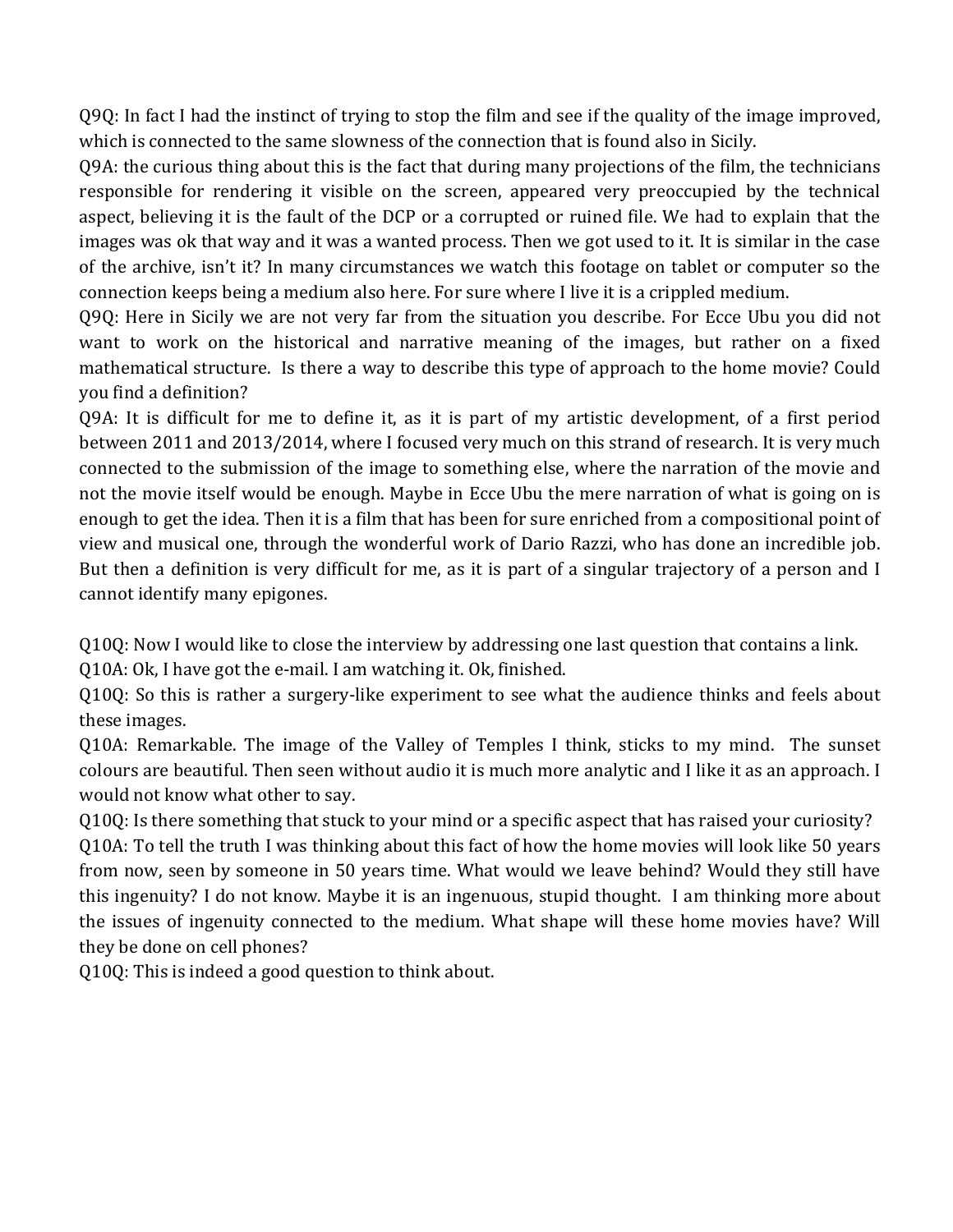Q9Q: In fact I had the instinct of trying to stop the film and see if the quality of the image improved, which is connected to the same slowness of the connection that is found also in Sicily.

Q9A: the curious thing about this is the fact that during many projections of the film, the technicians responsible for rendering it visible on the screen, appeared very preoccupied by the technical aspect, believing it is the fault of the DCP or a corrupted or ruined file. We had to explain that the images was ok that way and it was a wanted process. Then we got used to it. It is similar in the case of the archive, isn't it? In many circumstances we watch this footage on tablet or computer so the connection keeps being a medium also here. For sure where I live it is a crippled medium.

Q9Q: Here in Sicily we are not very far from the situation you describe. For Ecce Ubu you did not want to work on the historical and narrative meaning of the images, but rather on a fixed mathematical structure. Is there a way to describe this type of approach to the home movie? Could you find a definition?

Q9A: It is difficult for me to define it, as it is part of my artistic development, of a first period between 2011 and 2013/2014, where I focused very much on this strand of research. It is very much connected to the submission of the image to something else, where the narration of the movie and not the movie itself would be enough. Maybe in Ecce Ubu the mere narration of what is going on is enough to get the idea. Then it is a film that has been for sure enriched from a compositional point of view and musical one, through the wonderful work of Dario Razzi, who has done an incredible job. But then a definition is very difficult for me, as it is part of a singular trajectory of a person and I cannot identify many epigones.

Q10Q: Now I would like to close the interview by addressing one last question that contains a link.

Q10A: Ok, I have got the e-mail. I am watching it. Ok, finished.

Q10Q: So this is rather a surgery-like experiment to see what the audience thinks and feels about these images.

Q10A: Remarkable. The image of the Valley of Temples I think, sticks to my mind. The sunset colours are beautiful. Then seen without audio it is much more analytic and I like it as an approach. I would not know what other to say.

Q10Q: Is there something that stuck to your mind or a specific aspect that has raised your curiosity?

Q10A: To tell the truth I was thinking about this fact of how the home movies will look like 50 years from now, seen by someone in 50 years time. What would we leave behind? Would they still have this ingenuity? I do not know. Maybe it is an ingenuous, stupid thought. I am thinking more about the issues of ingenuity connected to the medium. What shape will these home movies have? Will they be done on cell phones?

Q10Q: This is indeed a good question to think about.